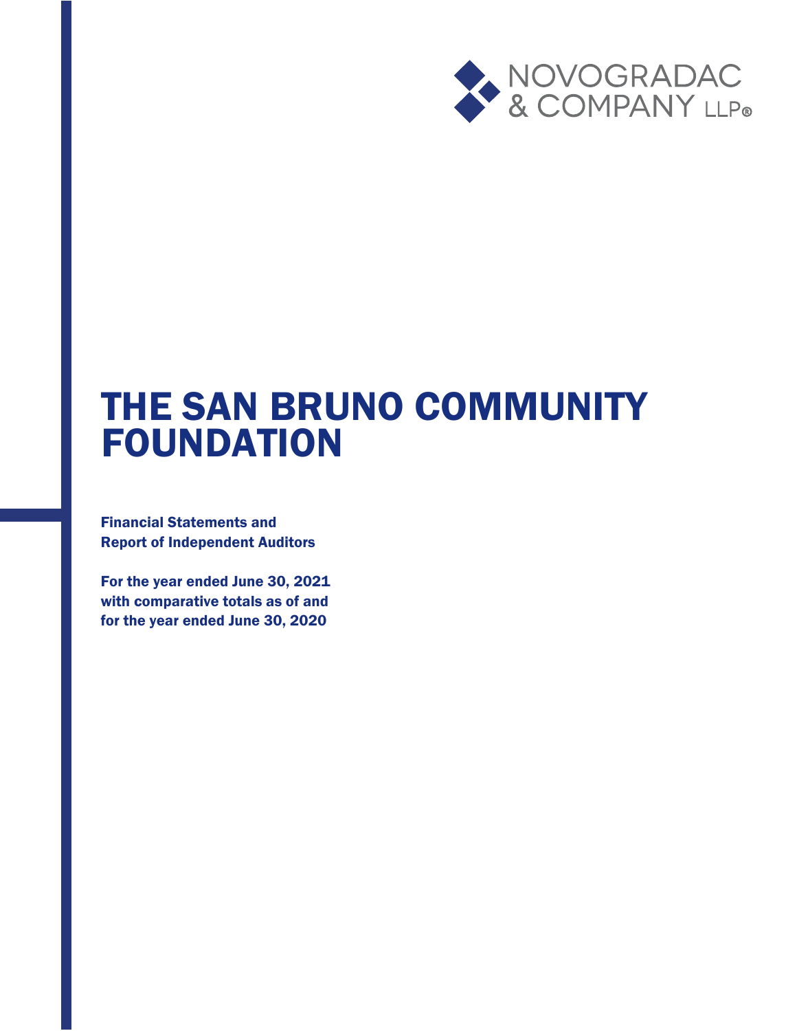NOVOGRADAC & COMPANY LLP®

# THE SAN BRUNO COMMUNITY FOUNDATION

**Financial Statements and**
**Report of Independent Auditors**

**For the year ended June 30, 2021**
**with comparative totals as of and**
**for the year ended June 30, 2020**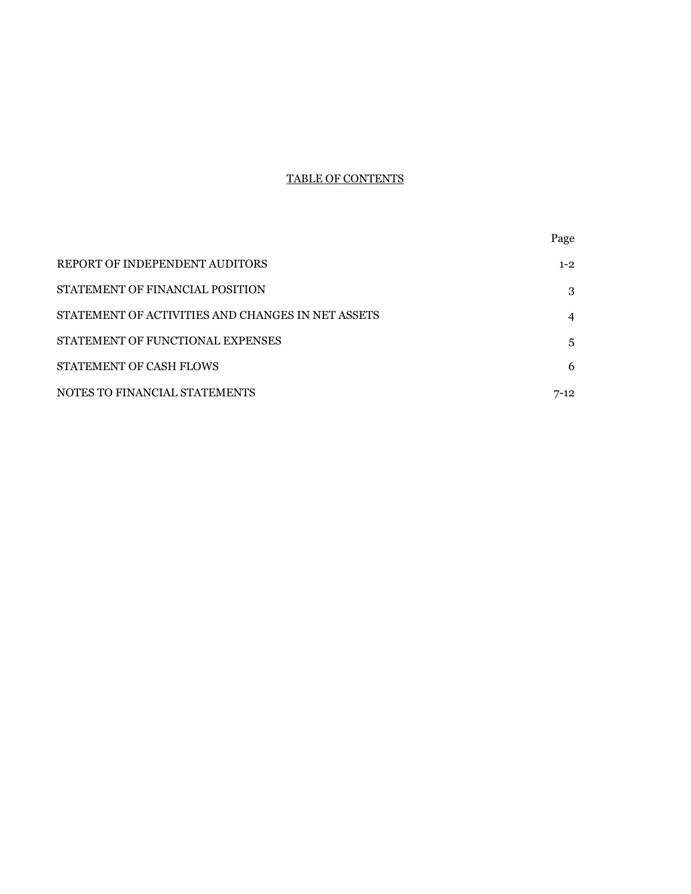# TABLE OF CONTENTS

| | Page |
|---|---|
| REPORT OF INDEPENDENT AUDITORS | 1-2 |
| STATEMENT OF FINANCIAL POSITION | 3 |
| STATEMENT OF ACTIVITIES AND CHANGES IN NET ASSETS | 4 |
| STATEMENT OF FUNCTIONAL EXPENSES | 5 |
| STATEMENT OF CASH FLOWS | 6 |
| NOTES TO FINANCIAL STATEMENTS | 7-12 |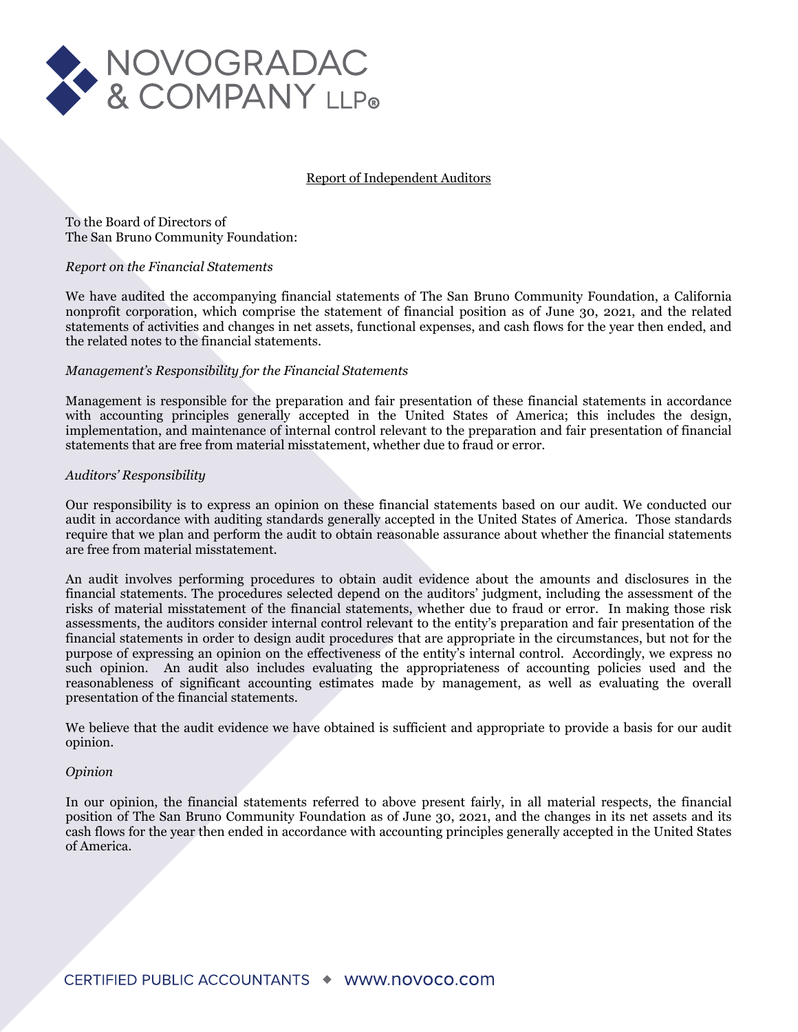NOVOGRADAC & COMPANY LLP®

## Report of Independent Auditors

To the Board of Directors of
The San Bruno Community Foundation:

*Report on the Financial Statements*

We have audited the accompanying financial statements of The San Bruno Community Foundation, a California nonprofit corporation, which comprise the statement of financial position as of June 30, 2021, and the related statements of activities and changes in net assets, functional expenses, and cash flows for the year then ended, and the related notes to the financial statements.

*Management's Responsibility for the Financial Statements*

Management is responsible for the preparation and fair presentation of these financial statements in accordance with accounting principles generally accepted in the United States of America; this includes the design, implementation, and maintenance of internal control relevant to the preparation and fair presentation of financial statements that are free from material misstatement, whether due to fraud or error.

*Auditors' Responsibility*

Our responsibility is to express an opinion on these financial statements based on our audit. We conducted our audit in accordance with auditing standards generally accepted in the United States of America. Those standards require that we plan and perform the audit to obtain reasonable assurance about whether the financial statements are free from material misstatement.

An audit involves performing procedures to obtain audit evidence about the amounts and disclosures in the financial statements. The procedures selected depend on the auditors' judgment, including the assessment of the risks of material misstatement of the financial statements, whether due to fraud or error. In making those risk assessments, the auditors consider internal control relevant to the entity's preparation and fair presentation of the financial statements in order to design audit procedures that are appropriate in the circumstances, but not for the purpose of expressing an opinion on the effectiveness of the entity's internal control. Accordingly, we express no such opinion. An audit also includes evaluating the appropriateness of accounting policies used and the reasonableness of significant accounting estimates made by management, as well as evaluating the overall presentation of the financial statements.

We believe that the audit evidence we have obtained is sufficient and appropriate to provide a basis for our audit opinion.

*Opinion*

In our opinion, the financial statements referred to above present fairly, in all material respects, the financial position of The San Bruno Community Foundation as of June 30, 2021, and the changes in its net assets and its cash flows for the year then ended in accordance with accounting principles generally accepted in the United States of America.

CERTIFIED PUBLIC ACCOUNTANTS ◆ www.novoco.com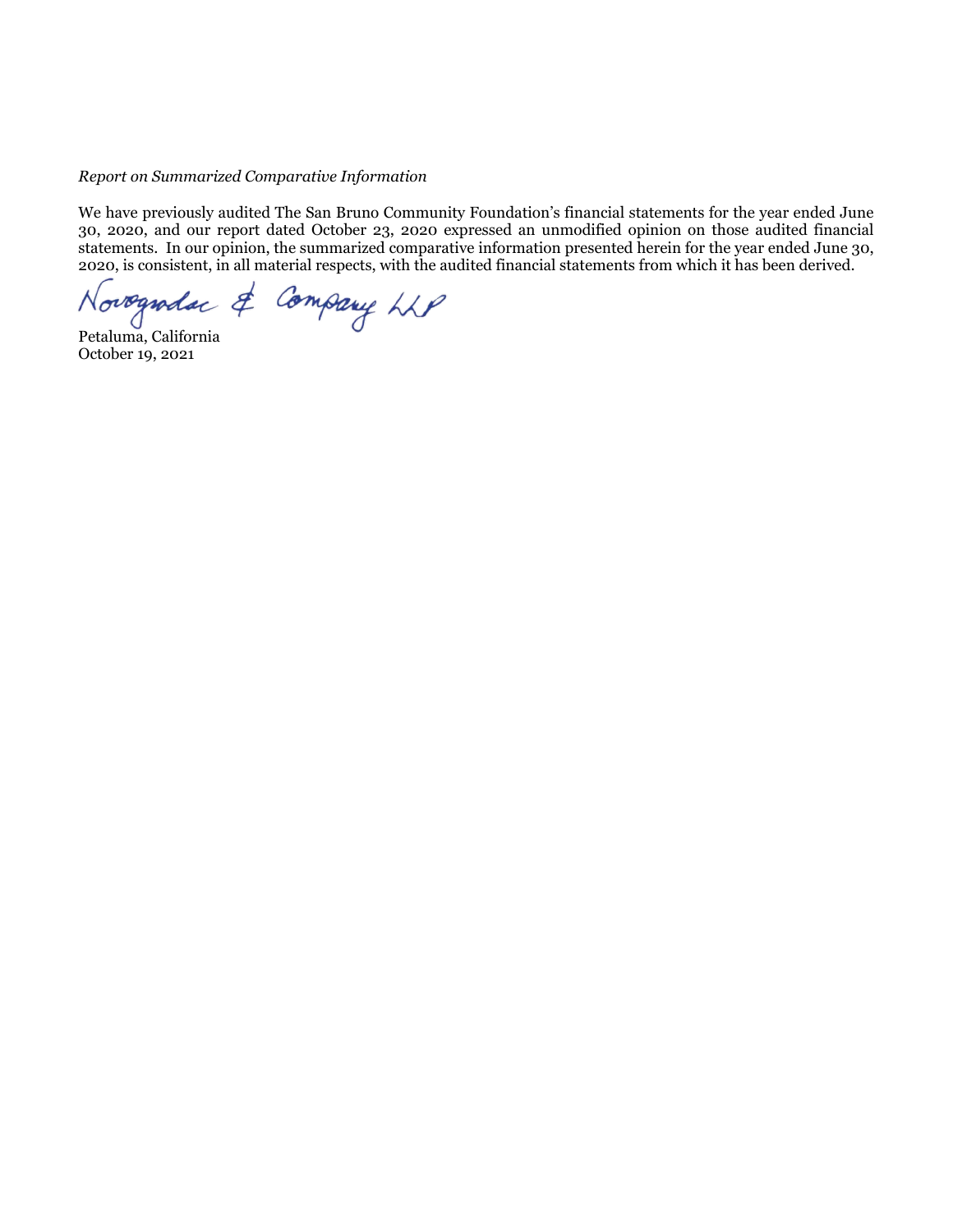*Report on Summarized Comparative Information*

We have previously audited The San Bruno Community Foundation's financial statements for the year ended June 30, 2020, and our report dated October 23, 2020 expressed an unmodified opinion on those audited financial statements. In our opinion, the summarized comparative information presented herein for the year ended June 30, 2020, is consistent, in all material respects, with the audited financial statements from which it has been derived.

Novogradac & Company LLP

Petaluma, California
October 19, 2021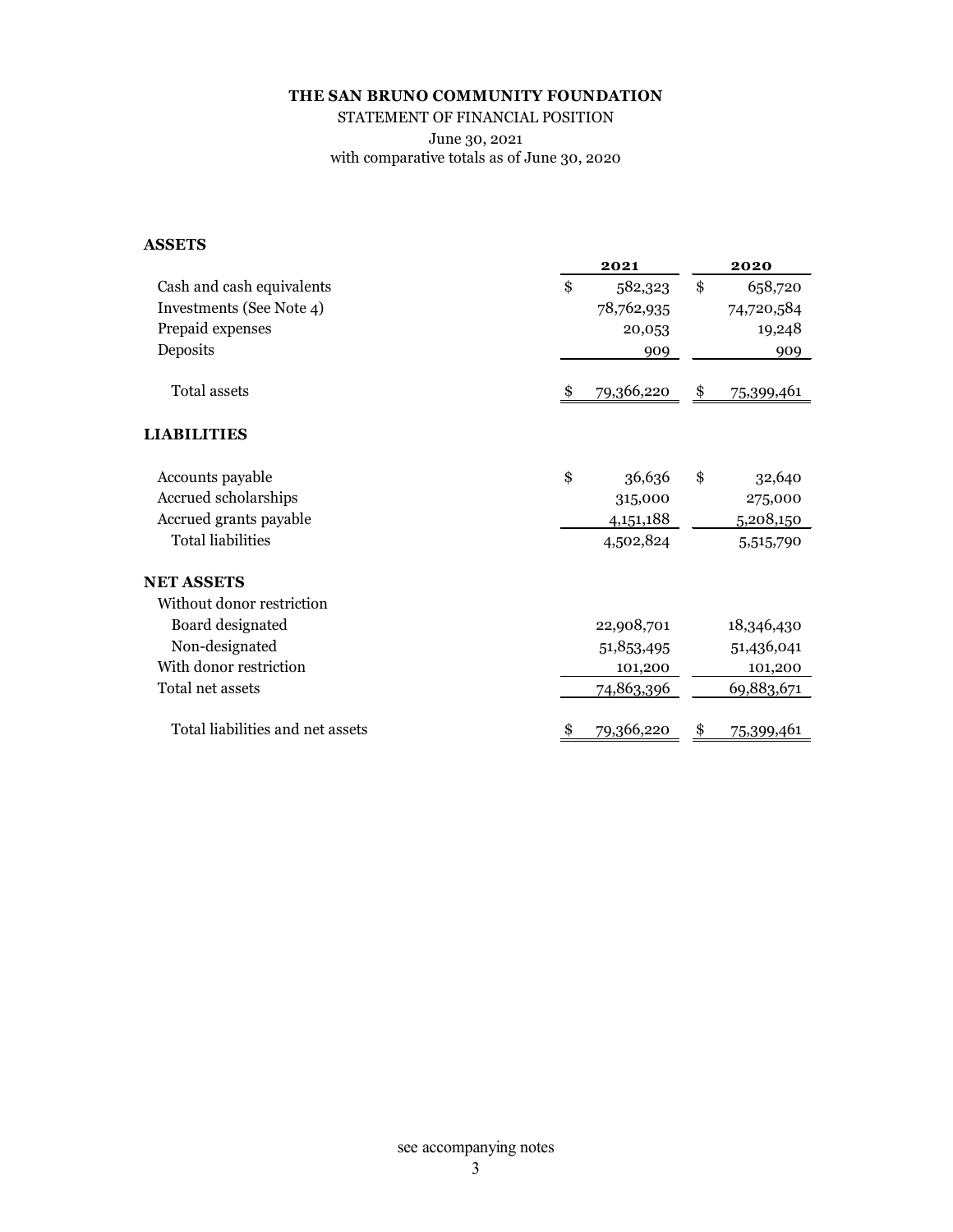**THE SAN BRUNO COMMUNITY FOUNDATION**

STATEMENT OF FINANCIAL POSITION

June 30, 2021

with comparative totals as of June 30, 2020

| | 2021 | 2020 |
|---|---|---|
| **ASSETS** | | |
| Cash and cash equivalents | $ 582,323 | $ 658,720 |
| Investments (See Note 4) | 78,762,935 | 74,720,584 |
| Prepaid expenses | 20,053 | 19,248 |
| Deposits | 909 | 909 |
| Total assets | $ 79,366,220 | $ 75,399,461 |
| **LIABILITIES** | | |
| Accounts payable | $ 36,636 | $ 32,640 |
| Accrued scholarships | 315,000 | 275,000 |
| Accrued grants payable | 4,151,188 | 5,208,150 |
| Total liabilities | 4,502,824 | 5,515,790 |
| **NET ASSETS** | | |
| Without donor restriction | | |
| Board designated | 22,908,701 | 18,346,430 |
| Non-designated | 51,853,495 | 51,436,041 |
| With donor restriction | 101,200 | 101,200 |
| Total net assets | 74,863,396 | 69,883,671 |
| Total liabilities and net assets | $ 79,366,220 | $ 75,399,461 |

see accompanying notes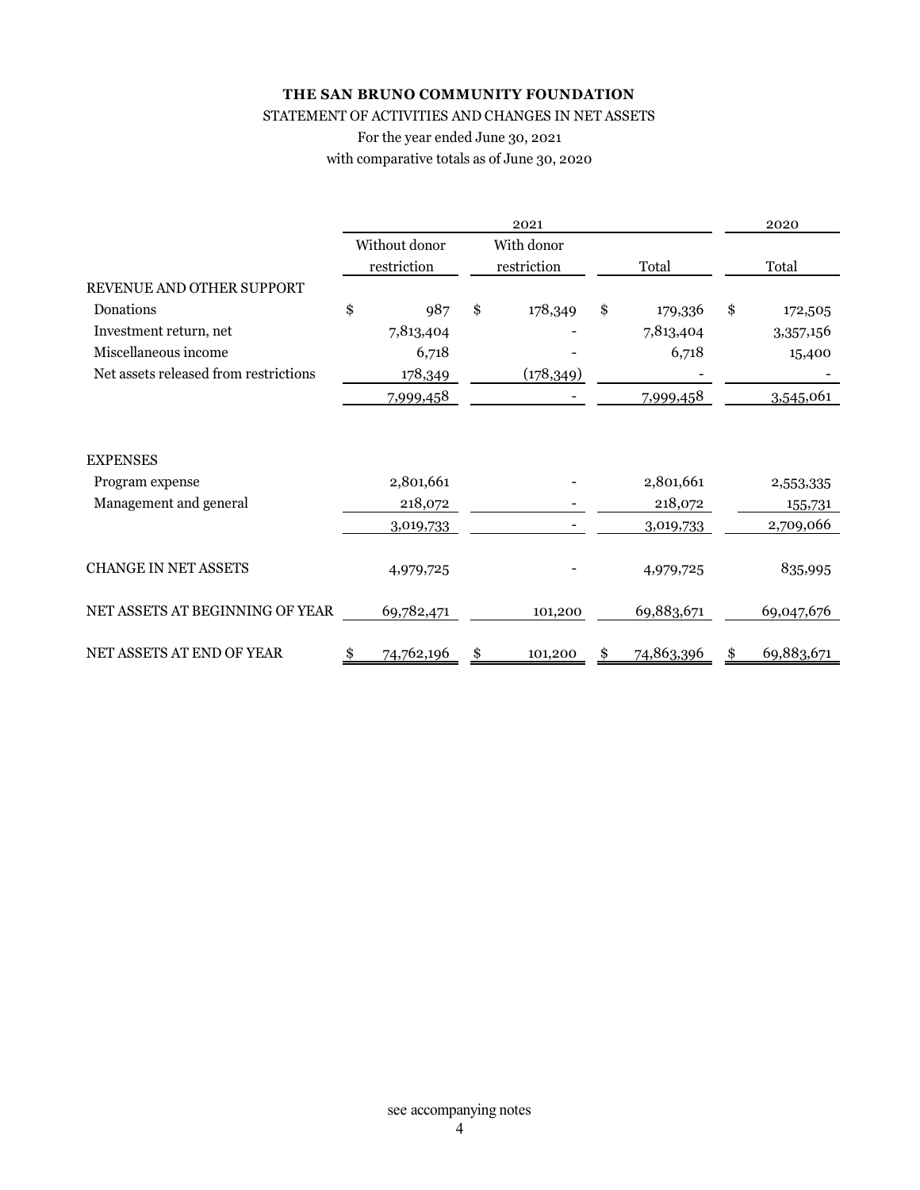**THE SAN BRUNO COMMUNITY FOUNDATION**

STATEMENT OF ACTIVITIES AND CHANGES IN NET ASSETS

For the year ended June 30, 2021

with comparative totals as of June 30, 2020

| | 2021 | | | 2020 |
|---|---|---|---|---|
| | Without donor restriction | With donor restriction | Total | Total |
| REVENUE AND OTHER SUPPORT | | | | |
| Donations | $ 987 | $ 178,349 | $ 179,336 | $ 172,505 |
| Investment return, net | 7,813,404 | - | 7,813,404 | 3,357,156 |
| Miscellaneous income | 6,718 | - | 6,718 | 15,400 |
| Net assets released from restrictions | 178,349 | (178,349) | - | - |
| | 7,999,458 | - | 7,999,458 | 3,545,061 |
| EXPENSES | | | | |
| Program expense | 2,801,661 | - | 2,801,661 | 2,553,335 |
| Management and general | 218,072 | - | 218,072 | 155,731 |
| | 3,019,733 | - | 3,019,733 | 2,709,066 |
| CHANGE IN NET ASSETS | 4,979,725 | - | 4,979,725 | 835,995 |
| NET ASSETS AT BEGINNING OF YEAR | 69,782,471 | 101,200 | 69,883,671 | 69,047,676 |
| NET ASSETS AT END OF YEAR | $ 74,762,196 | $ 101,200 | $ 74,863,396 | $ 69,883,671 |

see accompanying notes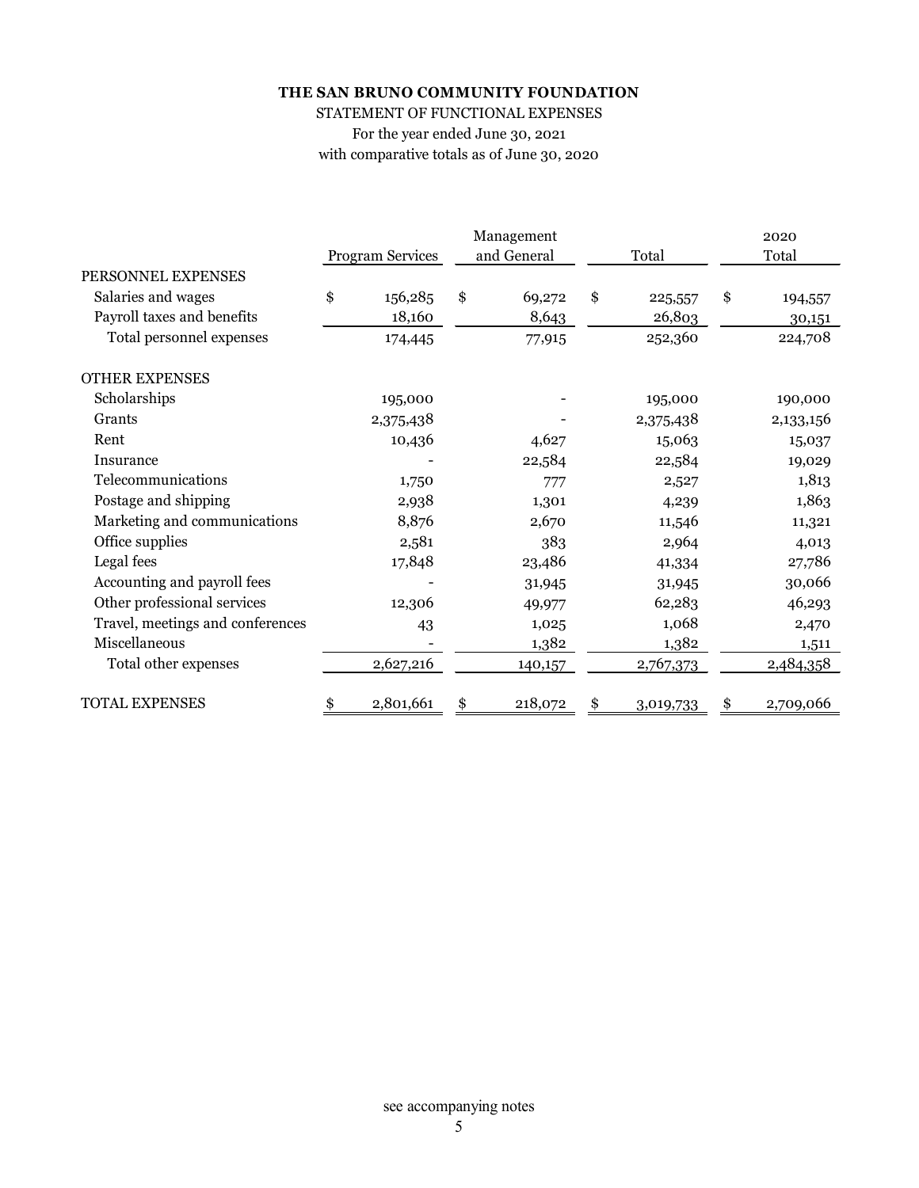**THE SAN BRUNO COMMUNITY FOUNDATION**

STATEMENT OF FUNCTIONAL EXPENSES

For the year ended June 30, 2021

with comparative totals as of June 30, 2020

| | Program Services | Management and General | Total | 2020 Total |
|---|---|---|---|---|
| PERSONNEL EXPENSES | | | | |
| Salaries and wages | $ 156,285 | $ 69,272 | $ 225,557 | $ 194,557 |
| Payroll taxes and benefits | 18,160 | 8,643 | 26,803 | 30,151 |
| Total personnel expenses | 174,445 | 77,915 | 252,360 | 224,708 |
| OTHER EXPENSES | | | | |
| Scholarships | 195,000 | - | 195,000 | 190,000 |
| Grants | 2,375,438 | - | 2,375,438 | 2,133,156 |
| Rent | 10,436 | 4,627 | 15,063 | 15,037 |
| Insurance | - | 22,584 | 22,584 | 19,029 |
| Telecommunications | 1,750 | 777 | 2,527 | 1,813 |
| Postage and shipping | 2,938 | 1,301 | 4,239 | 1,863 |
| Marketing and communications | 8,876 | 2,670 | 11,546 | 11,321 |
| Office supplies | 2,581 | 383 | 2,964 | 4,013 |
| Legal fees | 17,848 | 23,486 | 41,334 | 27,786 |
| Accounting and payroll fees | - | 31,945 | 31,945 | 30,066 |
| Other professional services | 12,306 | 49,977 | 62,283 | 46,293 |
| Travel, meetings and conferences | 43 | 1,025 | 1,068 | 2,470 |
| Miscellaneous | - | 1,382 | 1,382 | 1,511 |
| Total other expenses | 2,627,216 | 140,157 | 2,767,373 | 2,484,358 |
| TOTAL EXPENSES | $ 2,801,661 | $ 218,072 | $ 3,019,733 | $ 2,709,066 |

see accompanying notes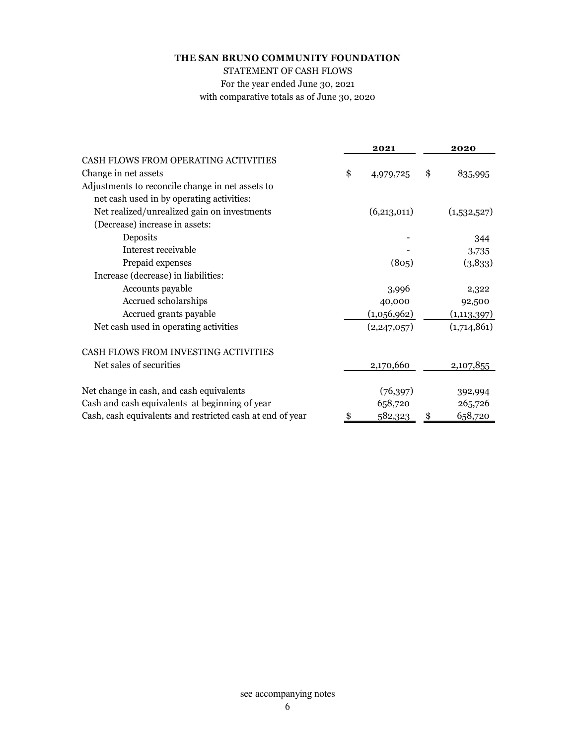**THE SAN BRUNO COMMUNITY FOUNDATION**

STATEMENT OF CASH FLOWS

For the year ended June 30, 2021

with comparative totals as of June 30, 2020

| | 2021 | 2020 |
|---|---|---|
| CASH FLOWS FROM OPERATING ACTIVITIES | | |
| Change in net assets | $ 4,979,725 | $ 835,995 |
| Adjustments to reconcile change in net assets to net cash used in by operating activities: | | |
| Net realized/unrealized gain on investments | (6,213,011) | (1,532,527) |
| (Decrease) increase in assets: | | |
| Deposits | - | 344 |
| Interest receivable | - | 3,735 |
| Prepaid expenses | (805) | (3,833) |
| Increase (decrease) in liabilities: | | |
| Accounts payable | 3,996 | 2,322 |
| Accrued scholarships | 40,000 | 92,500 |
| Accrued grants payable | (1,056,962) | (1,113,397) |
| Net cash used in operating activities | (2,247,057) | (1,714,861) |
| CASH FLOWS FROM INVESTING ACTIVITIES | | |
| Net sales of securities | 2,170,660 | 2,107,855 |
| Net change in cash, and cash equivalents | (76,397) | 392,994 |
| Cash and cash equivalents at beginning of year | 658,720 | 265,726 |
| Cash, cash equivalents and restricted cash at end of year | $ 582,323 | $ 658,720 |

see accompanying notes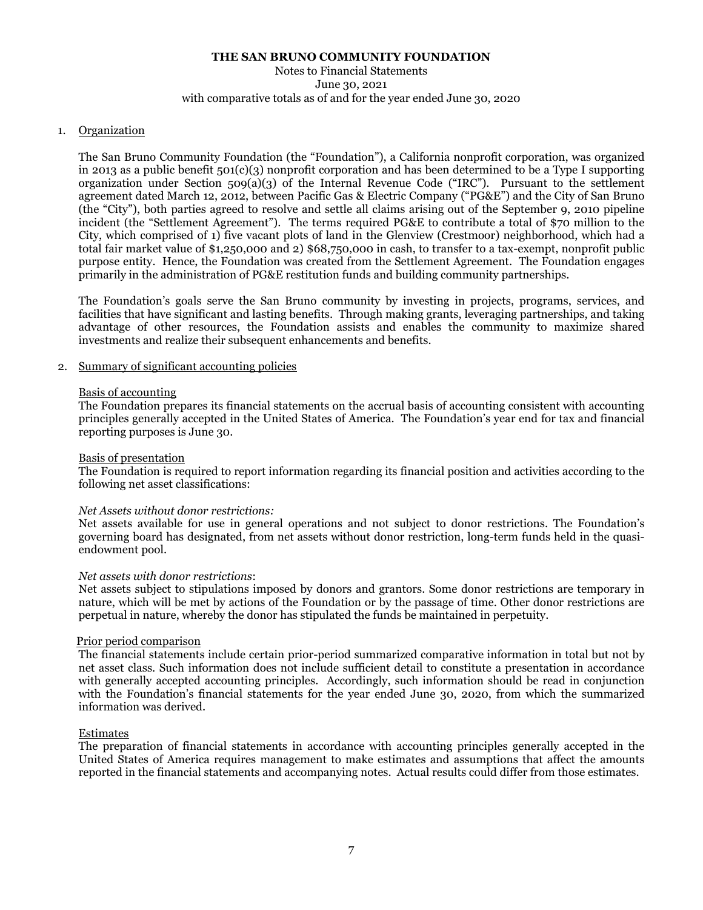**THE SAN BRUNO COMMUNITY FOUNDATION**

Notes to Financial Statements
June 30, 2021
with comparative totals as of and for the year ended June 30, 2020

1. Organization

The San Bruno Community Foundation (the "Foundation"), a California nonprofit corporation, was organized in 2013 as a public benefit 501(c)(3) nonprofit corporation and has been determined to be a Type I supporting organization under Section 509(a)(3) of the Internal Revenue Code ("IRC"). Pursuant to the settlement agreement dated March 12, 2012, between Pacific Gas & Electric Company ("PG&E") and the City of San Bruno (the "City"), both parties agreed to resolve and settle all claims arising out of the September 9, 2010 pipeline incident (the "Settlement Agreement"). The terms required PG&E to contribute a total of $70 million to the City, which comprised of 1) five vacant plots of land in the Glenview (Crestmoor) neighborhood, which had a total fair market value of $1,250,000 and 2) $68,750,000 in cash, to transfer to a tax-exempt, nonprofit public purpose entity. Hence, the Foundation was created from the Settlement Agreement. The Foundation engages primarily in the administration of PG&E restitution funds and building community partnerships.

The Foundation's goals serve the San Bruno community by investing in projects, programs, services, and facilities that have significant and lasting benefits. Through making grants, leveraging partnerships, and taking advantage of other resources, the Foundation assists and enables the community to maximize shared investments and realize their subsequent enhancements and benefits.

2. Summary of significant accounting policies

Basis of accounting

The Foundation prepares its financial statements on the accrual basis of accounting consistent with accounting principles generally accepted in the United States of America. The Foundation's year end for tax and financial reporting purposes is June 30.

Basis of presentation

The Foundation is required to report information regarding its financial position and activities according to the following net asset classifications:

*Net Assets without donor restrictions:*

Net assets available for use in general operations and not subject to donor restrictions. The Foundation's governing board has designated, from net assets without donor restriction, long-term funds held in the quasi-endowment pool.

*Net assets with donor restrictions*:

Net assets subject to stipulations imposed by donors and grantors. Some donor restrictions are temporary in nature, which will be met by actions of the Foundation or by the passage of time. Other donor restrictions are perpetual in nature, whereby the donor has stipulated the funds be maintained in perpetuity.

Prior period comparison

The financial statements include certain prior-period summarized comparative information in total but not by net asset class. Such information does not include sufficient detail to constitute a presentation in accordance with generally accepted accounting principles. Accordingly, such information should be read in conjunction with the Foundation's financial statements for the year ended June 30, 2020, from which the summarized information was derived.

Estimates

The preparation of financial statements in accordance with accounting principles generally accepted in the United States of America requires management to make estimates and assumptions that affect the amounts reported in the financial statements and accompanying notes. Actual results could differ from those estimates.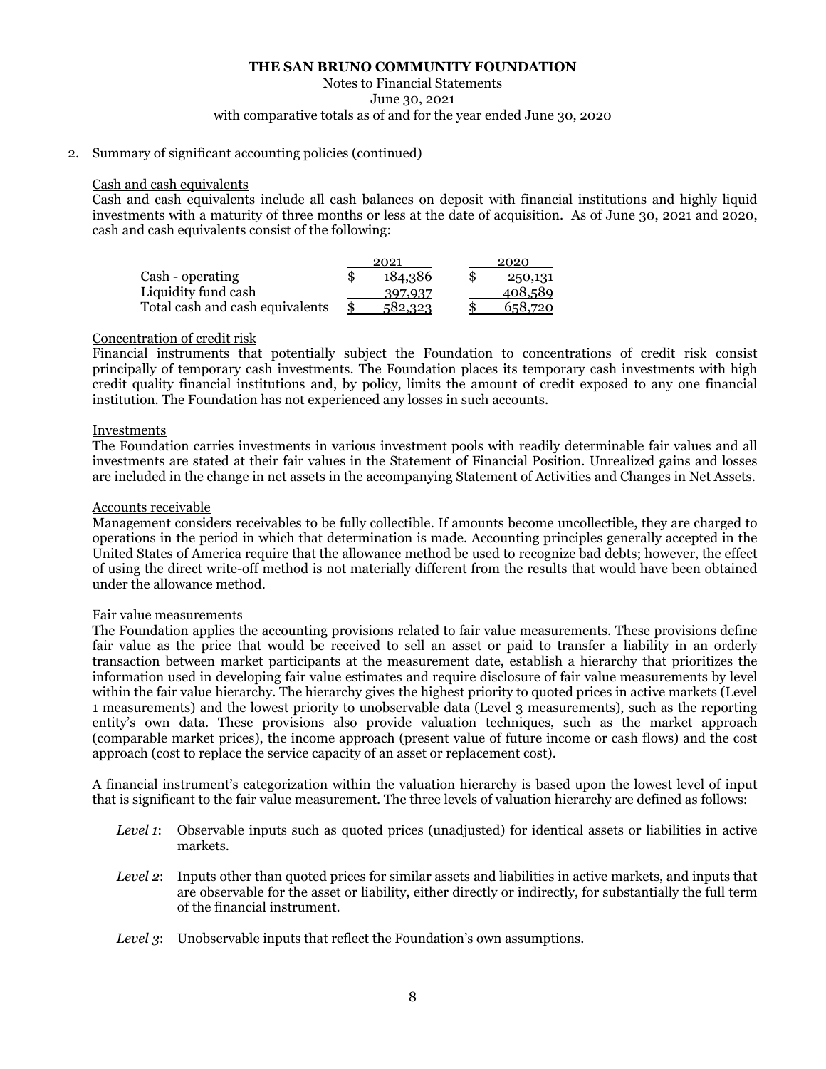2. Summary of significant accounting policies (continued)

Cash and cash equivalents

Cash and cash equivalents include all cash balances on deposit with financial institutions and highly liquid investments with a maturity of three months or less at the date of acquisition. As of June 30, 2021 and 2020, cash and cash equivalents consist of the following:

| | 2021 | 2020 |
|---|---|---|
| Cash - operating | $ 184,386 | $ 250,131 |
| Liquidity fund cash | 397,937 | 408,589 |
| Total cash and cash equivalents | $ 582,323 | $ 658,720 |

Concentration of credit risk

Financial instruments that potentially subject the Foundation to concentrations of credit risk consist principally of temporary cash investments. The Foundation places its temporary cash investments with high credit quality financial institutions and, by policy, limits the amount of credit exposed to any one financial institution. The Foundation has not experienced any losses in such accounts.

Investments

The Foundation carries investments in various investment pools with readily determinable fair values and all investments are stated at their fair values in the Statement of Financial Position. Unrealized gains and losses are included in the change in net assets in the accompanying Statement of Activities and Changes in Net Assets.

Accounts receivable

Management considers receivables to be fully collectible. If amounts become uncollectible, they are charged to operations in the period in which that determination is made. Accounting principles generally accepted in the United States of America require that the allowance method be used to recognize bad debts; however, the effect of using the direct write-off method is not materially different from the results that would have been obtained under the allowance method.

Fair value measurements

The Foundation applies the accounting provisions related to fair value measurements. These provisions define fair value as the price that would be received to sell an asset or paid to transfer a liability in an orderly transaction between market participants at the measurement date, establish a hierarchy that prioritizes the information used in developing fair value estimates and require disclosure of fair value measurements by level within the fair value hierarchy. The hierarchy gives the highest priority to quoted prices in active markets (Level 1 measurements) and the lowest priority to unobservable data (Level 3 measurements), such as the reporting entity's own data. These provisions also provide valuation techniques, such as the market approach (comparable market prices), the income approach (present value of future income or cash flows) and the cost approach (cost to replace the service capacity of an asset or replacement cost).

A financial instrument's categorization within the valuation hierarchy is based upon the lowest level of input that is significant to the fair value measurement. The three levels of valuation hierarchy are defined as follows:

- *Level 1*: Observable inputs such as quoted prices (unadjusted) for identical assets or liabilities in active markets.
- *Level 2*: Inputs other than quoted prices for similar assets and liabilities in active markets, and inputs that are observable for the asset or liability, either directly or indirectly, for substantially the full term of the financial instrument.
- *Level 3*: Unobservable inputs that reflect the Foundation's own assumptions.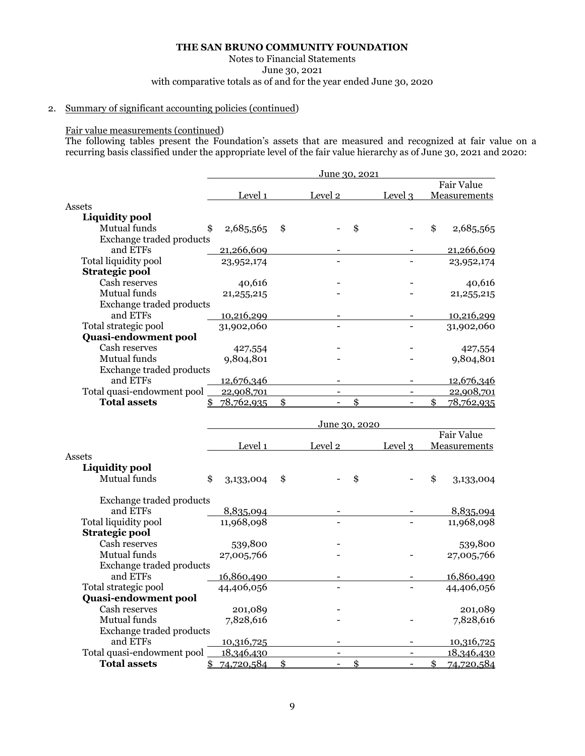**THE SAN BRUNO COMMUNITY FOUNDATION**

Notes to Financial Statements

June 30, 2021

with comparative totals as of and for the year ended June 30, 2020

2. Summary of significant accounting policies (continued)

Fair value measurements (continued)

The following tables present the Foundation's assets that are measured and recognized at fair value on a recurring basis classified under the appropriate level of the fair value hierarchy as of June 30, 2021 and 2020:

| | June 30, 2021 | | | |
|---|---|---|---|---|
| | Level 1 | Level 2 | Level 3 | Fair Value Measurements |
| Assets | | | | |
| **Liquidity pool** | | | | |
| Mutual funds | $ 2,685,565 | $ - | $ - | $ 2,685,565 |
| Exchange traded products and ETFs | 21,266,609 | - | - | 21,266,609 |
| Total liquidity pool | 23,952,174 | - | - | 23,952,174 |
| **Strategic pool** | | | | |
| Cash reserves | 40,616 | - | - | 40,616 |
| Mutual funds | 21,255,215 | - | - | 21,255,215 |
| Exchange traded products and ETFs | 10,216,299 | - | - | 10,216,299 |
| Total strategic pool | 31,902,060 | - | - | 31,902,060 |
| **Quasi-endowment pool** | | | | |
| Cash reserves | 427,554 | - | - | 427,554 |
| Mutual funds | 9,804,801 | - | - | 9,804,801 |
| Exchange traded products and ETFs | 12,676,346 | - | - | 12,676,346 |
| Total quasi-endowment pool | 22,908,701 | - | - | 22,908,701 |
| **Total assets** | $ 78,762,935 | $ - | $ - | $ 78,762,935 |

| | June 30, 2020 | | | |
|---|---|---|---|---|
| | Level 1 | Level 2 | Level 3 | Fair Value Measurements |
| Assets | | | | |
| **Liquidity pool** | | | | |
| Mutual funds | $ 3,133,004 | $ - | $ - | $ 3,133,004 |
| Exchange traded products and ETFs | 8,835,094 | - | - | 8,835,094 |
| Total liquidity pool | 11,968,098 | - | - | 11,968,098 |
| **Strategic pool** | | | | |
| Cash reserves | 539,800 | - | | 539,800 |
| Mutual funds | 27,005,766 | - | - | 27,005,766 |
| Exchange traded products and ETFs | 16,860,490 | - | - | 16,860,490 |
| Total strategic pool | 44,406,056 | - | - | 44,406,056 |
| **Quasi-endowment pool** | | | | |
| Cash reserves | 201,089 | - | | 201,089 |
| Mutual funds | 7,828,616 | - | - | 7,828,616 |
| Exchange traded products and ETFs | 10,316,725 | - | - | 10,316,725 |
| Total quasi-endowment pool | 18,346,430 | - | - | 18,346,430 |
| **Total assets** | $ 74,720,584 | $ - | $ - | $ 74,720,584 |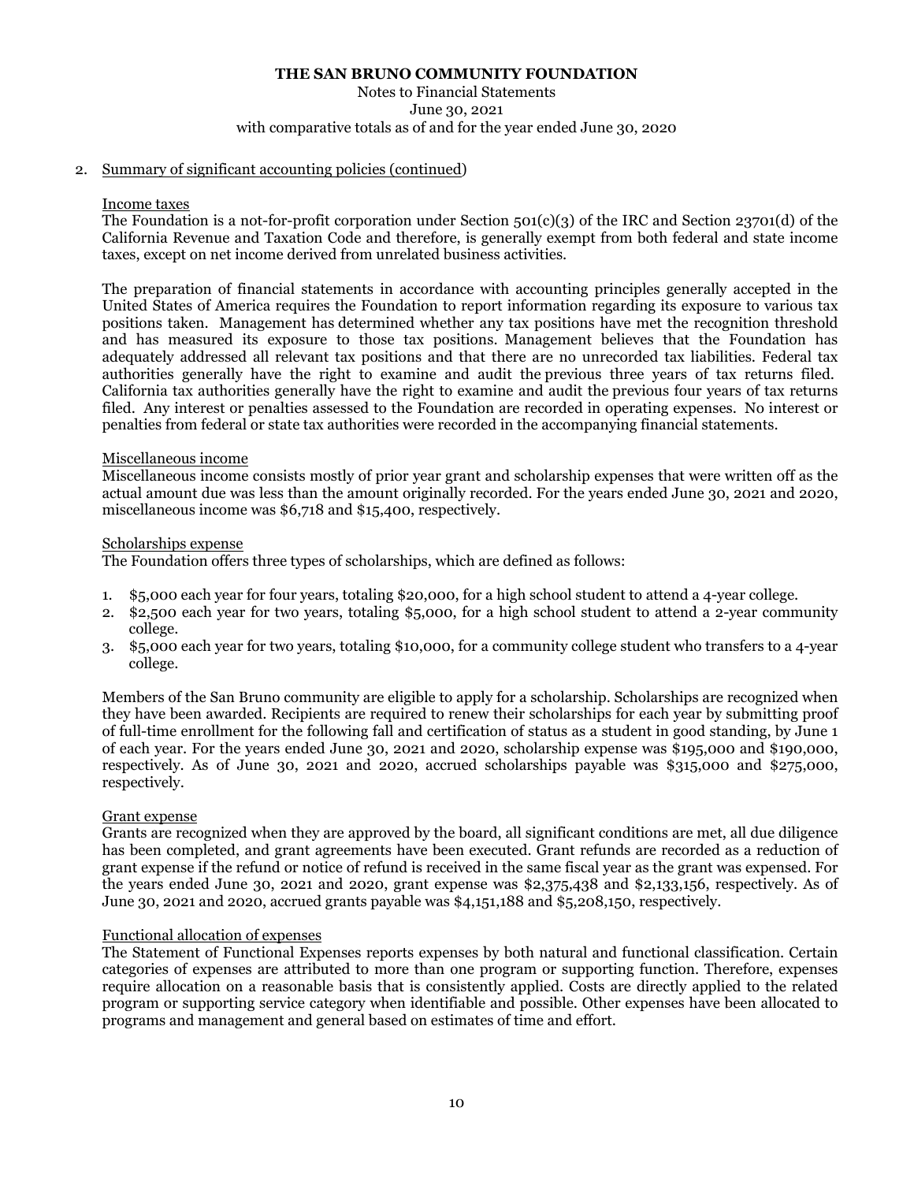## 2. Summary of significant accounting policies (continued)

### Income taxes

The Foundation is a not-for-profit corporation under Section 501(c)(3) of the IRC and Section 23701(d) of the California Revenue and Taxation Code and therefore, is generally exempt from both federal and state income taxes, except on net income derived from unrelated business activities.

The preparation of financial statements in accordance with accounting principles generally accepted in the United States of America requires the Foundation to report information regarding its exposure to various tax positions taken. Management has determined whether any tax positions have met the recognition threshold and has measured its exposure to those tax positions. Management believes that the Foundation has adequately addressed all relevant tax positions and that there are no unrecorded tax liabilities. Federal tax authorities generally have the right to examine and audit the previous three years of tax returns filed. California tax authorities generally have the right to examine and audit the previous four years of tax returns filed. Any interest or penalties assessed to the Foundation are recorded in operating expenses. No interest or penalties from federal or state tax authorities were recorded in the accompanying financial statements.

### Miscellaneous income

Miscellaneous income consists mostly of prior year grant and scholarship expenses that were written off as the actual amount due was less than the amount originally recorded. For the years ended June 30, 2021 and 2020, miscellaneous income was $6,718 and $15,400, respectively.

### Scholarships expense

The Foundation offers three types of scholarships, which are defined as follows:

1. $5,000 each year for four years, totaling $20,000, for a high school student to attend a 4-year college.
2. $2,500 each year for two years, totaling $5,000, for a high school student to attend a 2-year community college.
3. $5,000 each year for two years, totaling $10,000, for a community college student who transfers to a 4-year college.

Members of the San Bruno community are eligible to apply for a scholarship. Scholarships are recognized when they have been awarded. Recipients are required to renew their scholarships for each year by submitting proof of full-time enrollment for the following fall and certification of status as a student in good standing, by June 1 of each year. For the years ended June 30, 2021 and 2020, scholarship expense was $195,000 and $190,000, respectively. As of June 30, 2021 and 2020, accrued scholarships payable was $315,000 and $275,000, respectively.

### Grant expense

Grants are recognized when they are approved by the board, all significant conditions are met, all due diligence has been completed, and grant agreements have been executed. Grant refunds are recorded as a reduction of grant expense if the refund or notice of refund is received in the same fiscal year as the grant was expensed. For the years ended June 30, 2021 and 2020, grant expense was $2,375,438 and $2,133,156, respectively. As of June 30, 2021 and 2020, accrued grants payable was $4,151,188 and $5,208,150, respectively.

### Functional allocation of expenses

The Statement of Functional Expenses reports expenses by both natural and functional classification. Certain categories of expenses are attributed to more than one program or supporting function. Therefore, expenses require allocation on a reasonable basis that is consistently applied. Costs are directly applied to the related program or supporting service category when identifiable and possible. Other expenses have been allocated to programs and management and general based on estimates of time and effort.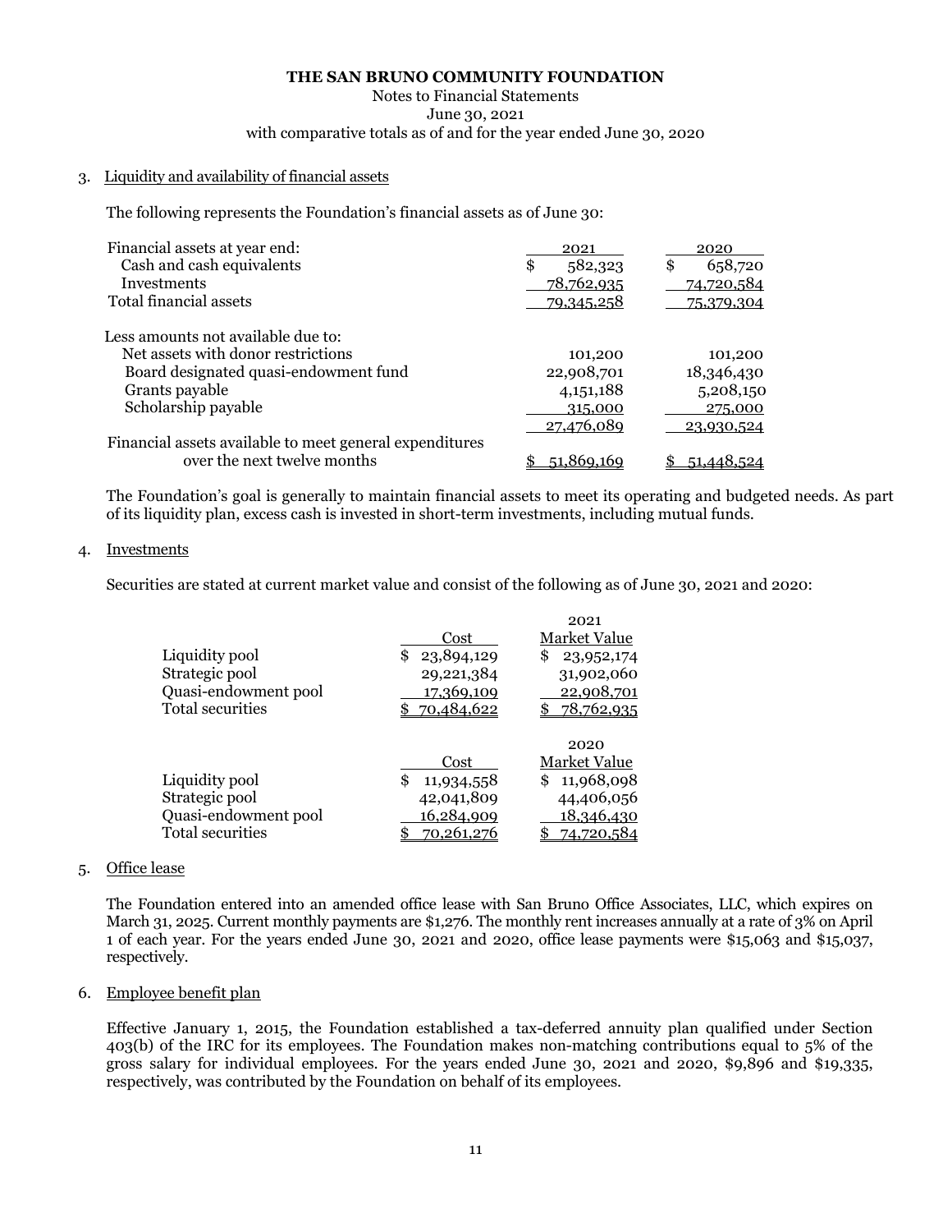**THE SAN BRUNO COMMUNITY FOUNDATION**

Notes to Financial Statements
June 30, 2021
with comparative totals as of and for the year ended June 30, 2020

3. Liquidity and availability of financial assets

The following represents the Foundation's financial assets as of June 30:

| Financial assets at year end: | 2021 | 2020 |
|---|---|---|
| Cash and cash equivalents | $ 582,323 | $ 658,720 |
| Investments | 78,762,935 | 74,720,584 |
| Total financial assets | 79,345,258 | 75,379,304 |
| | | |
| Less amounts not available due to: | | |
| Net assets with donor restrictions | 101,200 | 101,200 |
| Board designated quasi-endowment fund | 22,908,701 | 18,346,430 |
| Grants payable | 4,151,188 | 5,208,150 |
| Scholarship payable | 315,000 | 275,000 |
| | 27,476,089 | 23,930,524 |
| Financial assets available to meet general expenditures over the next twelve months | $ 51,869,169 | $ 51,448,524 |

The Foundation's goal is generally to maintain financial assets to meet its operating and budgeted needs. As part of its liquidity plan, excess cash is invested in short-term investments, including mutual funds.

4. Investments

Securities are stated at current market value and consist of the following as of June 30, 2021 and 2020:

| | Cost | 2021 Market Value |
|---|---|---|
| Liquidity pool | $ 23,894,129 | $ 23,952,174 |
| Strategic pool | 29,221,384 | 31,902,060 |
| Quasi-endowment pool | 17,369,109 | 22,908,701 |
| Total securities | $ 70,484,622 | $ 78,762,935 |

| | Cost | 2020 Market Value |
|---|---|---|
| Liquidity pool | $ 11,934,558 | $ 11,968,098 |
| Strategic pool | 42,041,809 | 44,406,056 |
| Quasi-endowment pool | 16,284,909 | 18,346,430 |
| Total securities | $ 70,261,276 | $ 74,720,584 |

5. Office lease

The Foundation entered into an amended office lease with San Bruno Office Associates, LLC, which expires on March 31, 2025. Current monthly payments are $1,276. The monthly rent increases annually at a rate of 3% on April 1 of each year. For the years ended June 30, 2021 and 2020, office lease payments were $15,063 and $15,037, respectively.

6. Employee benefit plan

Effective January 1, 2015, the Foundation established a tax-deferred annuity plan qualified under Section 403(b) of the IRC for its employees. The Foundation makes non-matching contributions equal to 5% of the gross salary for individual employees. For the years ended June 30, 2021 and 2020, $9,896 and $19,335, respectively, was contributed by the Foundation on behalf of its employees.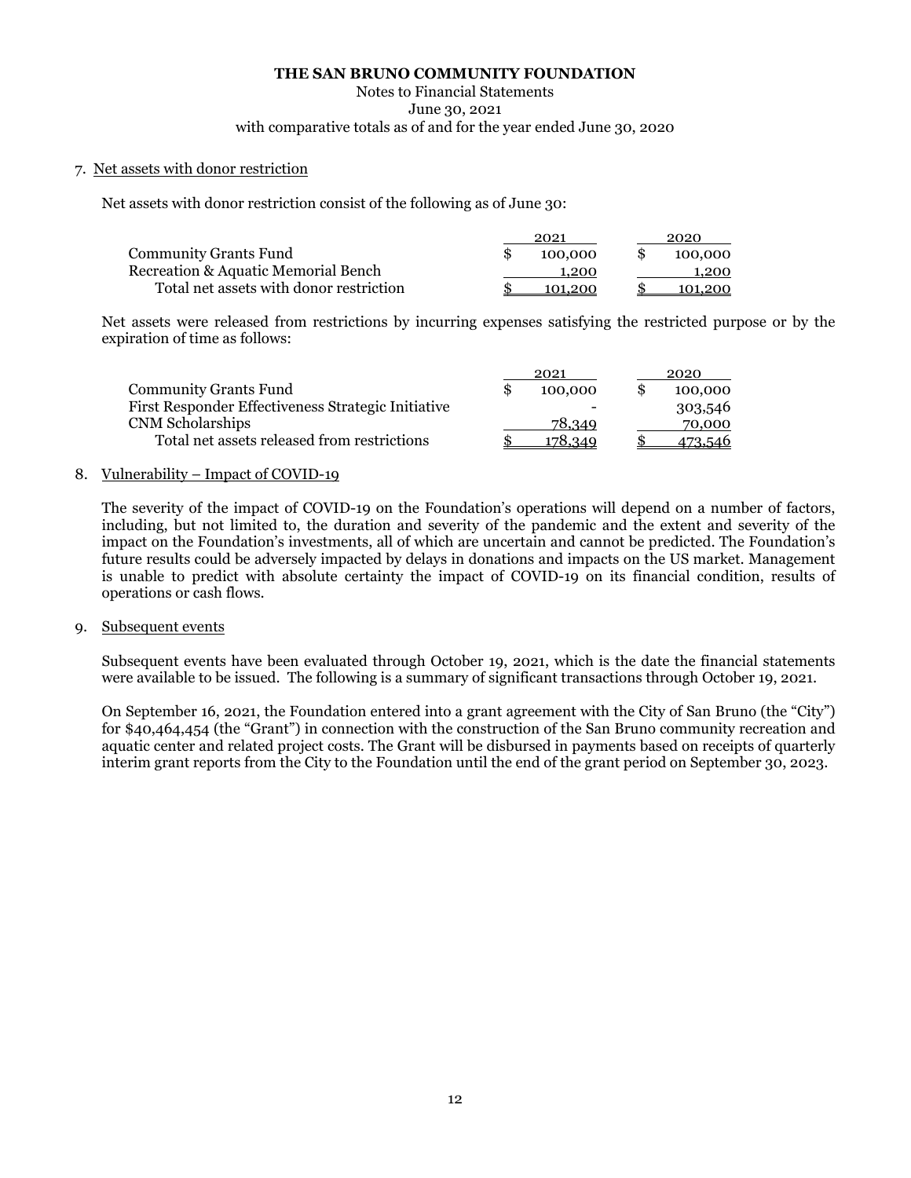**THE SAN BRUNO COMMUNITY FOUNDATION**
Notes to Financial Statements
June 30, 2021
with comparative totals as of and for the year ended June 30, 2020

7. Net assets with donor restriction

Net assets with donor restriction consist of the following as of June 30:

| | 2021 | 2020 |
|---|---|---|
| Community Grants Fund | $ 100,000 | $ 100,000 |
| Recreation & Aquatic Memorial Bench | 1,200 | 1,200 |
| Total net assets with donor restriction | $ 101,200 | $ 101,200 |

Net assets were released from restrictions by incurring expenses satisfying the restricted purpose or by the expiration of time as follows:

| | 2021 | 2020 |
|---|---|---|
| Community Grants Fund | $ 100,000 | $ 100,000 |
| First Responder Effectiveness Strategic Initiative | - | 303,546 |
| CNM Scholarships | 78,349 | 70,000 |
| Total net assets released from restrictions | $ 178,349 | $ 473,546 |

8. Vulnerability – Impact of COVID-19

The severity of the impact of COVID-19 on the Foundation's operations will depend on a number of factors, including, but not limited to, the duration and severity of the pandemic and the extent and severity of the impact on the Foundation's investments, all of which are uncertain and cannot be predicted. The Foundation's future results could be adversely impacted by delays in donations and impacts on the US market. Management is unable to predict with absolute certainty the impact of COVID-19 on its financial condition, results of operations or cash flows.

9. Subsequent events

Subsequent events have been evaluated through October 19, 2021, which is the date the financial statements were available to be issued. The following is a summary of significant transactions through October 19, 2021.

On September 16, 2021, the Foundation entered into a grant agreement with the City of San Bruno (the "City") for $40,464,454 (the "Grant") in connection with the construction of the San Bruno community recreation and aquatic center and related project costs. The Grant will be disbursed in payments based on receipts of quarterly interim grant reports from the City to the Foundation until the end of the grant period on September 30, 2023.